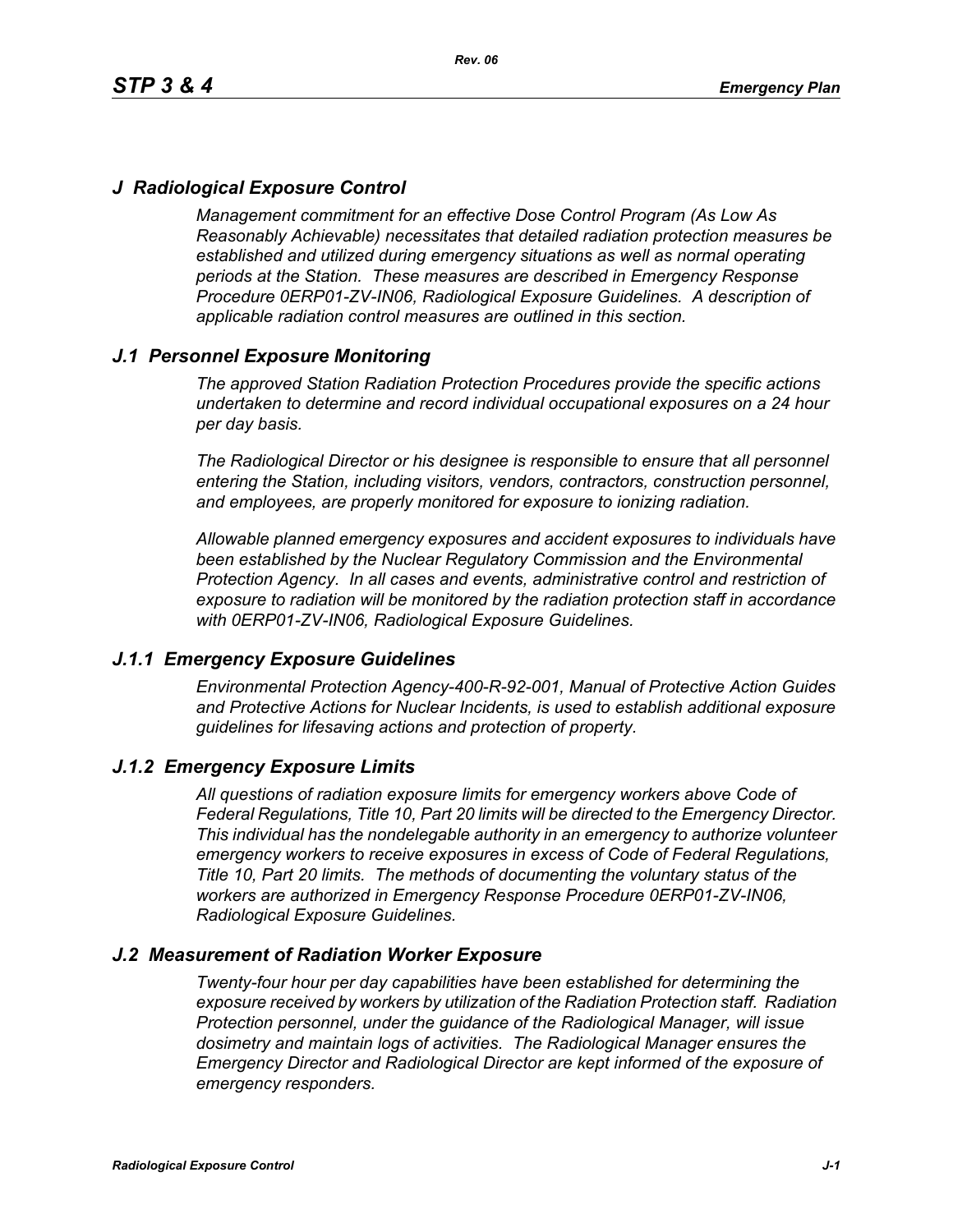# J Radiological Exposure Control

*Management commitment for an effective Dose Control Program (As Low As Reasonably Achievable) necessitates that detailed radiation protection measures be established and utilized during emergency situations as well as normal operating periods at the Station. These measures are described in Emergency Response Procedure 0ERP01-ZV-IN06, Radiological Exposure Guidelines. A description of applicable radiation control measures are outlined in this section.*

## J.1 Personnel Exposure Monitoring

*The approved Station Radiation Protection Procedures provide the specific actions undertaken to determine and record individual occupational exposures on a 24 hour per day basis.*

*The Radiological Director or his designee is responsible to ensure that all personnel entering the Station, including visitors, vendors, contractors, construction personnel, and employees, are properly monitored for exposure to ionizing radiation.*

*Allowable planned emergency exposures and accident exposures to individuals have been established by the Nuclear Regulatory Commission and the Environmental Protection Agency. In all cases and events, administrative control and restriction of exposure to radiation will be monitored by the radiation protection staff in accordance with 0ERP01-ZV-IN06, Radiological Exposure Guidelines.*

### J.1.1 Emergency Exposure Guidelines

*Environmental Protection Agency-400-R-92-001, Manual of Protective Action Guides and Protective Actions for Nuclear Incidents, is used to establish additional exposure guidelines for lifesaving actions and protection of property.*

### J.1.2 Emergency Exposure Limits

*All questions of radiation exposure limits for emergency workers above Code of Federal Regulations, Title 10, Part 20 limits will be directed to the Emergency Director. This individual has the nondelegable authority in an emergency to authorize volunteer emergency workers to receive exposures in excess of Code of Federal Regulations, Title 10, Part 20 limits. The methods of documenting the voluntary status of the workers are authorized in Emergency Response Procedure 0ERP01-ZV-IN06, Radiological Exposure Guidelines.*

## J.2 Measurement of Radiation Worker Exposure

*Twenty-four hour per day capabilities have been established for determining the exposure received by workers by utilization of the Radiation Protection staff. Radiation Protection personnel, under the guidance of the Radiological Manager, will issue dosimetry and maintain logs of activities. The Radiological Manager ensures the Emergency Director and Radiological Director are kept informed of the exposure of emergency responders.*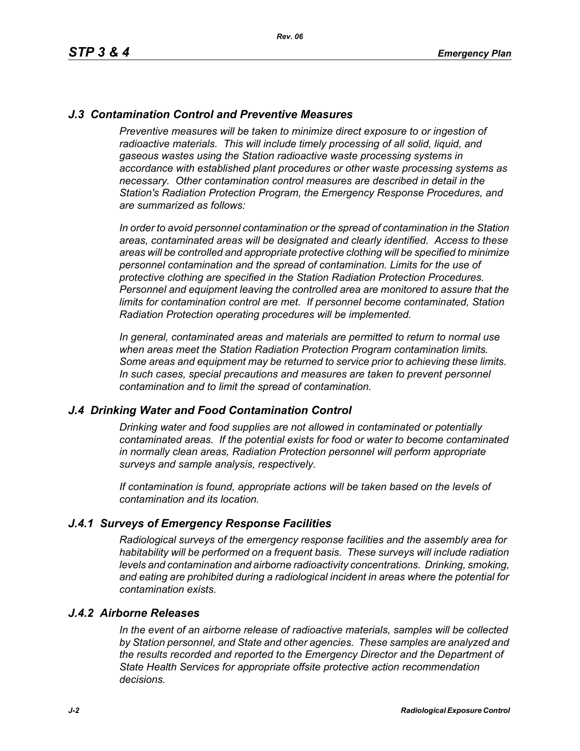## *J.3 Contamination Control and Preventive Measures*

*Preventive measures will be taken to minimize direct exposure to or ingestion of radioactive materials. This will include timely processing of all solid, liquid, and gaseous wastes using the Station radioactive waste processing systems in accordance with established plant procedures or other waste processing systems as necessary. Other contamination control measures are described in detail in the Station's Radiation Protection Program, the Emergency Response Procedures, and are summarized as follows:*

*In order to avoid personnel contamination or the spread of contamination in the Station areas, contaminated areas will be designated and clearly identified. Access to these areas will be controlled and appropriate protective clothing will be specified to minimize personnel contamination and the spread of contamination. Limits for the use of protective clothing are specified in the Station Radiation Protection Procedures. Personnel and equipment leaving the controlled area are monitored to assure that the limits for contamination control are met. If personnel become contaminated, Station Radiation Protection operating procedures will be implemented.*

*In general, contaminated areas and materials are permitted to return to normal use when areas meet the Station Radiation Protection Program contamination limits. Some areas and equipment may be returned to service prior to achieving these limits. In such cases, special precautions and measures are taken to prevent personnel contamination and to limit the spread of contamination.*

## *J.4 Drinking Water and Food Contamination Control*

*Drinking water and food supplies are not allowed in contaminated or potentially contaminated areas. If the potential exists for food or water to become contaminated in normally clean areas, Radiation Protection personnel will perform appropriate surveys and sample analysis, respectively.*

*If contamination is found, appropriate actions will be taken based on the levels of contamination and its location.*

### *J.4.1 Surveys of Emergency Response Facilities*

*Radiological surveys of the emergency response facilities and the assembly area for habitability will be performed on a frequent basis. These surveys will include radiation levels and contamination and airborne radioactivity concentrations. Drinking, smoking, and eating are prohibited during a radiological incident in areas where the potential for contamination exists.*

### *J.4.2 Airborne Releases*

*In the event of an airborne release of radioactive materials, samples will be collected by Station personnel, and State and other agencies. These samples are analyzed and the results recorded and reported to the Emergency Director and the Department of State Health Services for appropriate offsite protective action recommendation decisions.*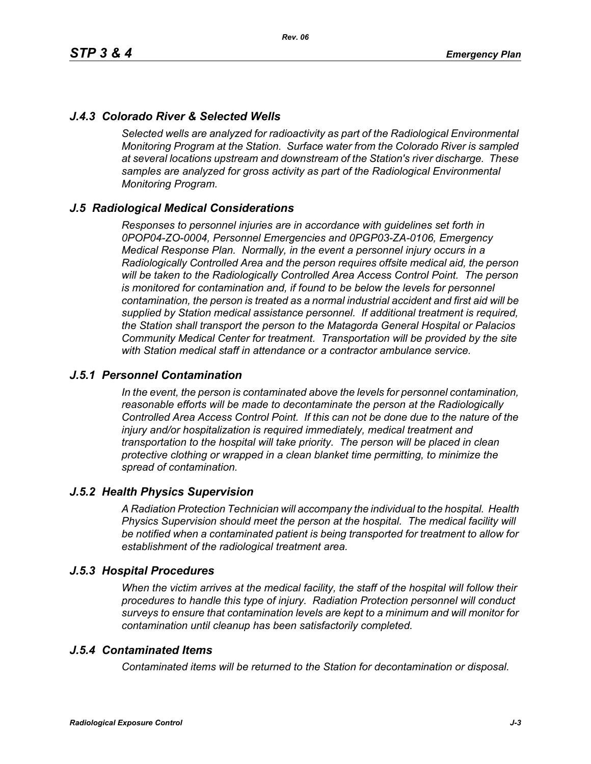## *J.4.3 Colorado River & Selected Wells*

*Selected wells are analyzed for radioactivity as part of the Radiological Environmental Monitoring Program at the Station. Surface water from the Colorado River is sampled at several locations upstream and downstream of the Station's river discharge. These samples are analyzed for gross activity as part of the Radiological Environmental Monitoring Program.*

## *J.5 Radiological Medical Considerations*

*Responses to personnel injuries are in accordance with guidelines set forth in 0POP04-ZO-0004, Personnel Emergencies and 0PGP03-ZA-0106, Emergency Medical Response Plan. Normally, in the event a personnel injury occurs in a Radiologically Controlled Area and the person requires offsite medical aid, the person will be taken to the Radiologically Controlled Area Access Control Point. The person is monitored for contamination and, if found to be below the levels for personnel contamination, the person is treated as a normal industrial accident and first aid will be supplied by Station medical assistance personnel. If additional treatment is required, the Station shall transport the person to the Matagorda General Hospital or Palacios Community Medical Center for treatment. Transportation will be provided by the site with Station medical staff in attendance or a contractor ambulance service.*

## *J.5.1 Personnel Contamination*

*In the event, the person is contaminated above the levels for personnel contamination, reasonable efforts will be made to decontaminate the person at the Radiologically Controlled Area Access Control Point. If this can not be done due to the nature of the injury and/or hospitalization is required immediately, medical treatment and transportation to the hospital will take priority. The person will be placed in clean protective clothing or wrapped in a clean blanket time permitting, to minimize the spread of contamination.*

## *J.5.2 Health Physics Supervision*

*A Radiation Protection Technician will accompany the individual to the hospital. Health Physics Supervision should meet the person at the hospital. The medical facility will be notified when a contaminated patient is being transported for treatment to allow for establishment of the radiological treatment area.*

## *J.5.3 Hospital Procedures*

*When the victim arrives at the medical facility, the staff of the hospital will follow their procedures to handle this type of injury. Radiation Protection personnel will conduct surveys to ensure that contamination levels are kept to a minimum and will monitor for contamination until cleanup has been satisfactorily completed.*

## *J.5.4 Contaminated Items*

*Contaminated items will be returned to the Station for decontamination or disposal.*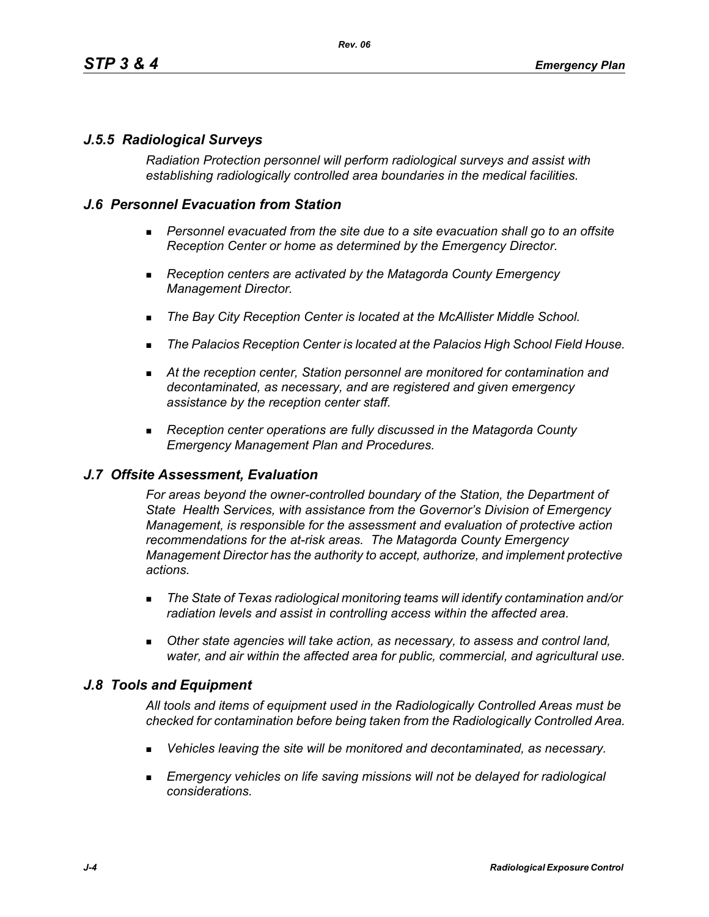### *J.5.5 Radiological Surveys*

*Radiation Protection personnel will perform radiological surveys and assist with establishing radiologically controlled area boundaries in the medical facilities.*

## *J.6 Personnel Evacuation from Station*

- *Personnel evacuated from the site due to a site evacuation shall go to an offsite Reception Center or home as determined by the Emergency Director.*
- *Reception centers are activated by the Matagorda County Emergency Management Director.*
- *The Bay City Reception Center is located at the McAllister Middle School.*
- *The Palacios Reception Center is located at the Palacios High School Field House.*
- *At the reception center, Station personnel are monitored for contamination and decontaminated, as necessary, and are registered and given emergency assistance by the reception center staff.*
- *Reception center operations are fully discussed in the Matagorda County Emergency Management Plan and Procedures.*

## *J.7 Offsite Assessment, Evaluation*

*For areas beyond the owner-controlled boundary of the Station, the Department of State Health Services, with assistance from the Governor's Division of Emergency Management, is responsible for the assessment and evaluation of protective action recommendations for the at-risk areas. The Matagorda County Emergency Management Director has the authority to accept, authorize, and implement protective actions.*

- *The State of Texas radiological monitoring teams will identify contamination and/or radiation levels and assist in controlling access within the affected area.*
- *Other state agencies will take action, as necessary, to assess and control land, water, and air within the affected area for public, commercial, and agricultural use.*

## *J.8 Tools and Equipment*

*All tools and items of equipment used in the Radiologically Controlled Areas must be checked for contamination before being taken from the Radiologically Controlled Area.*

- *Vehicles leaving the site will be monitored and decontaminated, as necessary.*
- *Emergency vehicles on life saving missions will not be delayed for radiological considerations.*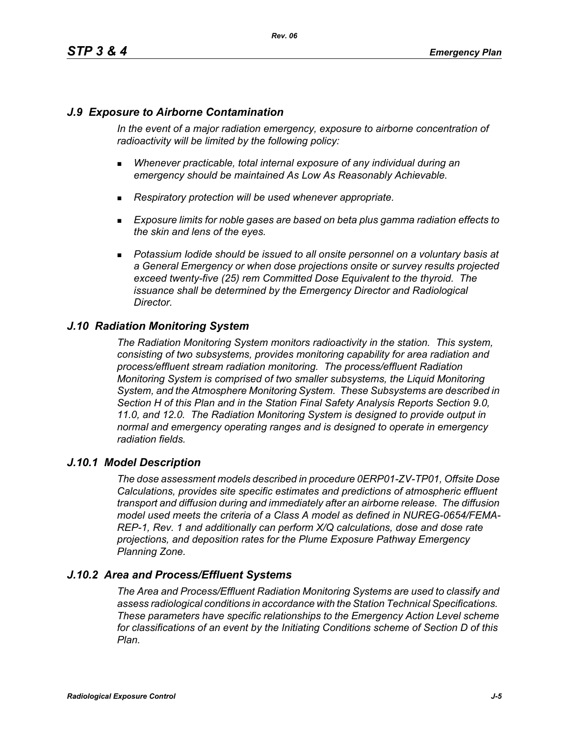## *J.9 Exposure to Airborne Contamination*

*In the event of a major radiation emergency, exposure to airborne concentration of radioactivity will be limited by the following policy:*

- *Whenever practicable, total internal exposure of any individual during an emergency should be maintained As Low As Reasonably Achievable.*
- *Respiratory protection will be used whenever appropriate.*
- *Exposure limits for noble gases are based on beta plus gamma radiation effects to the skin and lens of the eyes.*
- *Potassium Iodide should be issued to all onsite personnel on a voluntary basis at a General Emergency or when dose projections onsite or survey results projected exceed twenty-five (25) rem Committed Dose Equivalent to the thyroid. The issuance shall be determined by the Emergency Director and Radiological Director.*

## *J.10 Radiation Monitoring System*

*The Radiation Monitoring System monitors radioactivity in the station. This system, consisting of two subsystems, provides monitoring capability for area radiation and process/effluent stream radiation monitoring. The process/effluent Radiation Monitoring System is comprised of two smaller subsystems, the Liquid Monitoring System, and the Atmosphere Monitoring System. These Subsystems are described in Section H of this Plan and in the Station Final Safety Analysis Reports Section 9.0, 11.0, and 12.0. The Radiation Monitoring System is designed to provide output in normal and emergency operating ranges and is designed to operate in emergency radiation fields.*

### *J.10.1 Model Description*

*The dose assessment models described in procedure 0ERP01-ZV-TP01, Offsite Dose Calculations, provides site specific estimates and predictions of atmospheric effluent transport and diffusion during and immediately after an airborne release. The diffusion model used meets the criteria of a Class A model as defined in NUREG-0654/FEMA-REP-1, Rev. 1 and additionally can perform X/Q calculations, dose and dose rate projections, and deposition rates for the Plume Exposure Pathway Emergency Planning Zone.*

### *J.10.2 Area and Process/Effluent Systems*

*The Area and Process/Effluent Radiation Monitoring Systems are used to classify and assess radiological conditions in accordance with the Station Technical Specifications. These parameters have specific relationships to the Emergency Action Level scheme for classifications of an event by the Initiating Conditions scheme of Section D of this Plan.*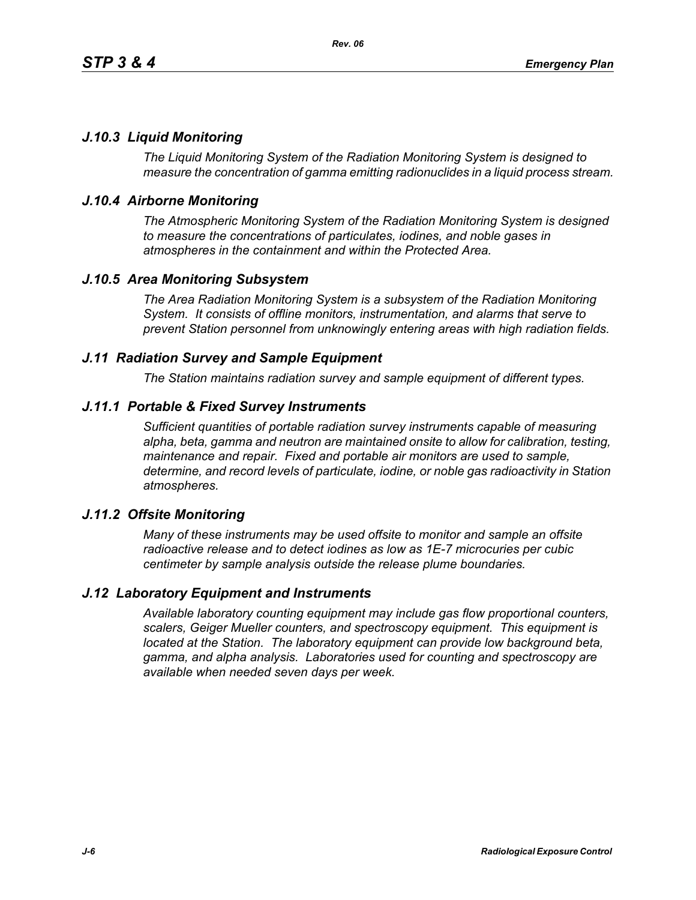## *J.10.3 Liquid Monitoring*

*The Liquid Monitoring System of the Radiation Monitoring System is designed to measure the concentration of gamma emitting radionuclides in a liquid process stream.*

## *J.10.4 Airborne Monitoring*

*The Atmospheric Monitoring System of the Radiation Monitoring System is designed to measure the concentrations of particulates, iodines, and noble gases in atmospheres in the containment and within the Protected Area.*

## *J.10.5 Area Monitoring Subsystem*

*The Area Radiation Monitoring System is a subsystem of the Radiation Monitoring System. It consists of offline monitors, instrumentation, and alarms that serve to prevent Station personnel from unknowingly entering areas with high radiation fields.*

## *J.11 Radiation Survey and Sample Equipment*

*The Station maintains radiation survey and sample equipment of different types.*

## *J.11.1 Portable & Fixed Survey Instruments*

*Sufficient quantities of portable radiation survey instruments capable of measuring alpha, beta, gamma and neutron are maintained onsite to allow for calibration, testing, maintenance and repair. Fixed and portable air monitors are used to sample, determine, and record levels of particulate, iodine, or noble gas radioactivity in Station atmospheres.*

## *J.11.2 Offsite Monitoring*

*Many of these instruments may be used offsite to monitor and sample an offsite radioactive release and to detect iodines as low as 1E-7 microcuries per cubic centimeter by sample analysis outside the release plume boundaries.*

## *J.12 Laboratory Equipment and Instruments*

*Available laboratory counting equipment may include gas flow proportional counters, scalers, Geiger Mueller counters, and spectroscopy equipment. This equipment is located at the Station. The laboratory equipment can provide low background beta, gamma, and alpha analysis. Laboratories used for counting and spectroscopy are available when needed seven days per week.*